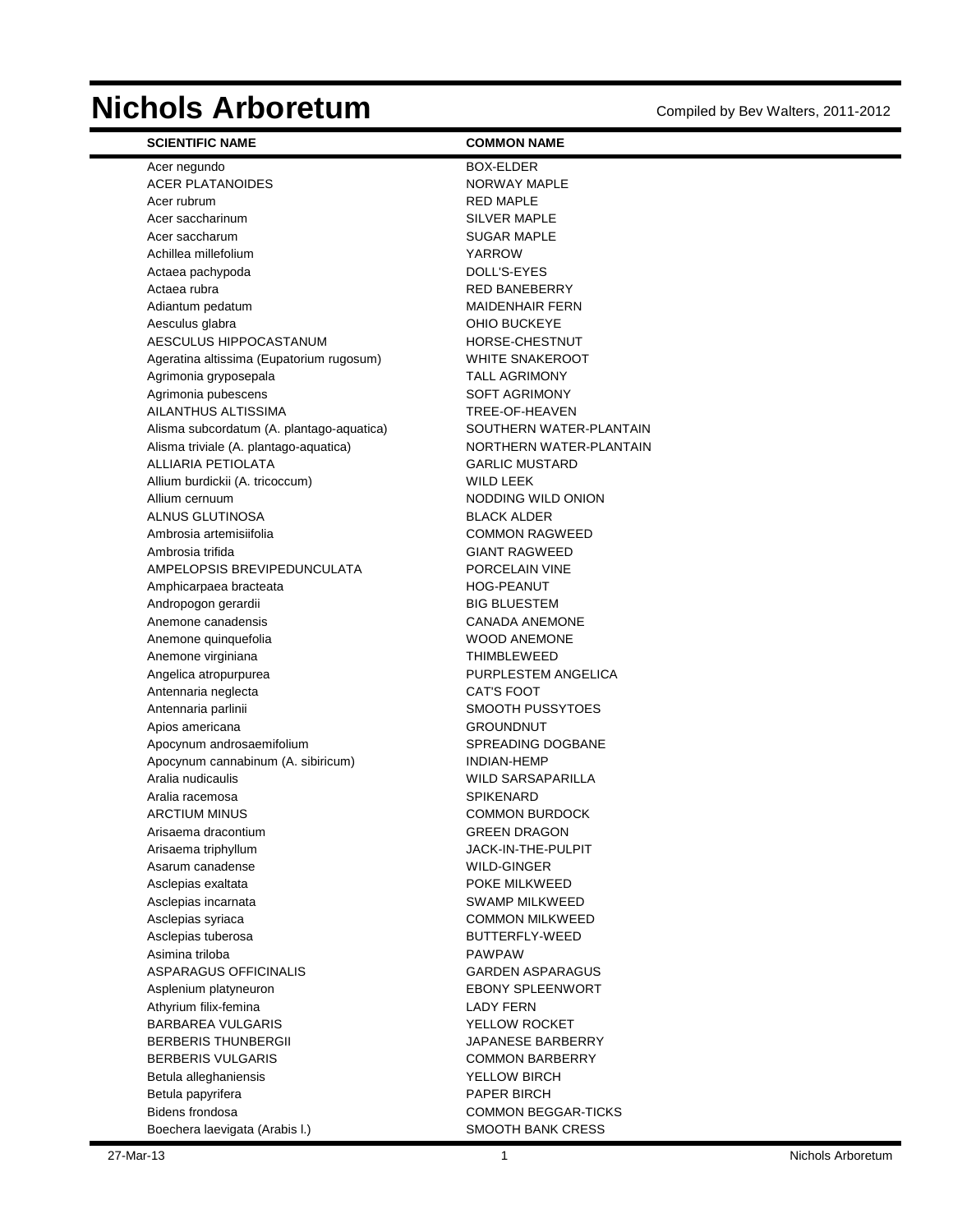# Nichols Arboretum

Compiled by Bev Walters, 2011-2012

| SCIENTIFIC NAME | COMMON NAME |
| --- | --- |
| Acer negundo | BOX-ELDER |
| ACER PLATANOIDES | NORWAY MAPLE |
| Acer rubrum | RED MAPLE |
| Acer saccharinum | SILVER MAPLE |
| Acer saccharum | SUGAR MAPLE |
| Achillea millefolium | YARROW |
| Actaea pachypoda | DOLL'S-EYES |
| Actaea rubra | RED BANEBERRY |
| Adiantum pedatum | MAIDENHAIR FERN |
| Aesculus glabra | OHIO BUCKEYE |
| AESCULUS HIPPOCASTANUM | HORSE-CHESTNUT |
| Ageratina altissima (Eupatorium rugosum) | WHITE SNAKEROOT |
| Agrimonia gryposepala | TALL AGRIMONY |
| Agrimonia pubescens | SOFT AGRIMONY |
| AILANTHUS ALTISSIMA | TREE-OF-HEAVEN |
| Alisma subcordatum (A. plantago-aquatica) | SOUTHERN WATER-PLANTAIN |
| Alisma triviale (A. plantago-aquatica) | NORTHERN WATER-PLANTAIN |
| ALLIARIA PETIOLATA | GARLIC MUSTARD |
| Allium burdickii (A. tricoccum) | WILD LEEK |
| Allium cernuum | NODDING WILD ONION |
| ALNUS GLUTINOSA | BLACK ALDER |
| Ambrosia artemisiifolia | COMMON RAGWEED |
| Ambrosia trifida | GIANT RAGWEED |
| AMPELOPSIS BREVIPEDUNCULATA | PORCELAIN VINE |
| Amphicarpaea bracteata | HOG-PEANUT |
| Andropogon gerardii | BIG BLUESTEM |
| Anemone canadensis | CANADA ANEMONE |
| Anemone quinquefolia | WOOD ANEMONE |
| Anemone virginiana | THIMBLEWEED |
| Angelica atropurpurea | PURPLESTEM ANGELICA |
| Antennaria neglecta | CAT'S FOOT |
| Antennaria parlinii | SMOOTH PUSSYTOES |
| Apios americana | GROUNDNUT |
| Apocynum androsaemifolium | SPREADING DOGBANE |
| Apocynum cannabinum (A. sibiricum) | INDIAN-HEMP |
| Aralia nudicaulis | WILD SARSAPARILLA |
| Aralia racemosa | SPIKENARD |
| ARCTIUM MINUS | COMMON BURDOCK |
| Arisaema dracontium | GREEN DRAGON |
| Arisaema triphyllum | JACK-IN-THE-PULPIT |
| Asarum canadense | WILD-GINGER |
| Asclepias exaltata | POKE MILKWEED |
| Asclepias incarnata | SWAMP MILKWEED |
| Asclepias syriaca | COMMON MILKWEED |
| Asclepias tuberosa | BUTTERFLY-WEED |
| Asimina triloba | PAWPAW |
| ASPARAGUS OFFICINALIS | GARDEN ASPARAGUS |
| Asplenium platyneuron | EBONY SPLEENWORT |
| Athyrium filix-femina | LADY FERN |
| BARBAREA VULGARIS | YELLOW ROCKET |
| BERBERIS THUNBERGII | JAPANESE BARBERRY |
| BERBERIS VULGARIS | COMMON BARBERRY |
| Betula alleghaniensis | YELLOW BIRCH |
| Betula papyrifera | PAPER BIRCH |
| Bidens frondosa | COMMON BEGGAR-TICKS |
| Boechera laevigata (Arabis l.) | SMOOTH BANK CRESS |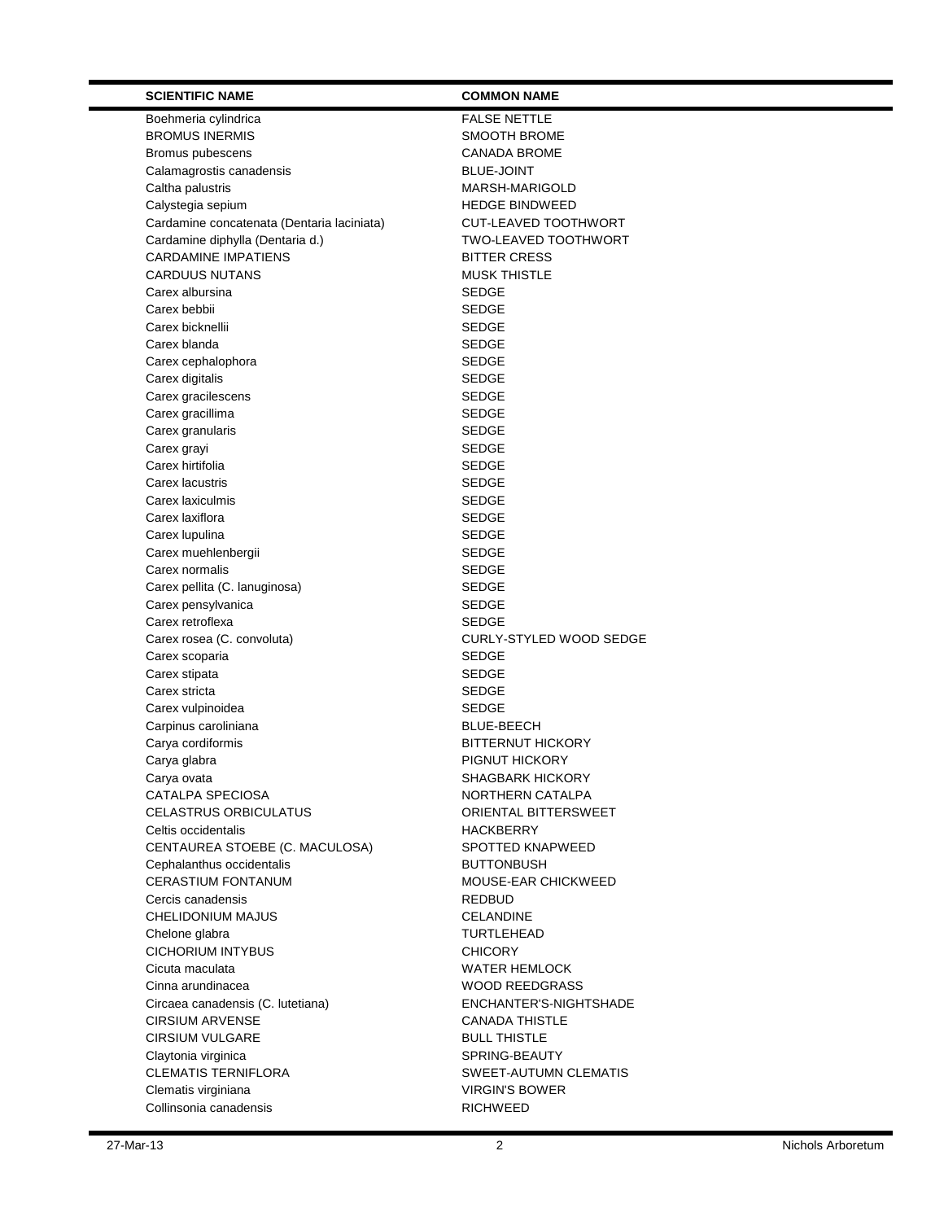| SCIENTIFIC NAME | COMMON NAME |
| --- | --- |
| Boehmeria cylindrica | FALSE NETTLE |
| BROMUS INERMIS | SMOOTH BROME |
| Bromus pubescens | CANADA BROME |
| Calamagrostis canadensis | BLUE-JOINT |
| Caltha palustris | MARSH-MARIGOLD |
| Calystegia sepium | HEDGE BINDWEED |
| Cardamine concatenata (Dentaria laciniata) | CUT-LEAVED TOOTHWORT |
| Cardamine diphylla (Dentaria d.) | TWO-LEAVED TOOTHWORT |
| CARDAMINE IMPATIENS | BITTER CRESS |
| CARDUUS NUTANS | MUSK THISTLE |
| Carex albursina | SEDGE |
| Carex bebbii | SEDGE |
| Carex bicknellii | SEDGE |
| Carex blanda | SEDGE |
| Carex cephalophora | SEDGE |
| Carex digitalis | SEDGE |
| Carex gracilescens | SEDGE |
| Carex gracillima | SEDGE |
| Carex granularis | SEDGE |
| Carex grayi | SEDGE |
| Carex hirtifolia | SEDGE |
| Carex lacustris | SEDGE |
| Carex laxiculmis | SEDGE |
| Carex laxiflora | SEDGE |
| Carex lupulina | SEDGE |
| Carex muehlenbergii | SEDGE |
| Carex normalis | SEDGE |
| Carex pellita (C. lanuginosa) | SEDGE |
| Carex pensylvanica | SEDGE |
| Carex retroflexa | SEDGE |
| Carex rosea (C. convoluta) | CURLY-STYLED WOOD SEDGE |
| Carex scoparia | SEDGE |
| Carex stipata | SEDGE |
| Carex stricta | SEDGE |
| Carex vulpinoidea | SEDGE |
| Carpinus caroliniana | BLUE-BEECH |
| Carya cordiformis | BITTERNUT HICKORY |
| Carya glabra | PIGNUT HICKORY |
| Carya ovata | SHAGBARK HICKORY |
| CATALPA SPECIOSA | NORTHERN CATALPA |
| CELASTRUS ORBICULATUS | ORIENTAL BITTERSWEET |
| Celtis occidentalis | HACKBERRY |
| CENTAUREA STOEBE (C. MACULOSA) | SPOTTED KNAPWEED |
| Cephalanthus occidentalis | BUTTONBUSH |
| CERASTIUM FONTANUM | MOUSE-EAR CHICKWEED |
| Cercis canadensis | REDBUD |
| CHELIDONIUM MAJUS | CELANDINE |
| Chelone glabra | TURTLEHEAD |
| CICHORIUM INTYBUS | CHICORY |
| Cicuta maculata | WATER HEMLOCK |
| Cinna arundinacea | WOOD REEDGRASS |
| Circaea canadensis (C. lutetiana) | ENCHANTER'S-NIGHTSHADE |
| CIRSIUM ARVENSE | CANADA THISTLE |
| CIRSIUM VULGARE | BULL THISTLE |
| Claytonia virginica | SPRING-BEAUTY |
| CLEMATIS TERNIFLORA | SWEET-AUTUMN CLEMATIS |
| Clematis virginiana | VIRGIN'S BOWER |
| Collinsonia canadensis | RICHWEED |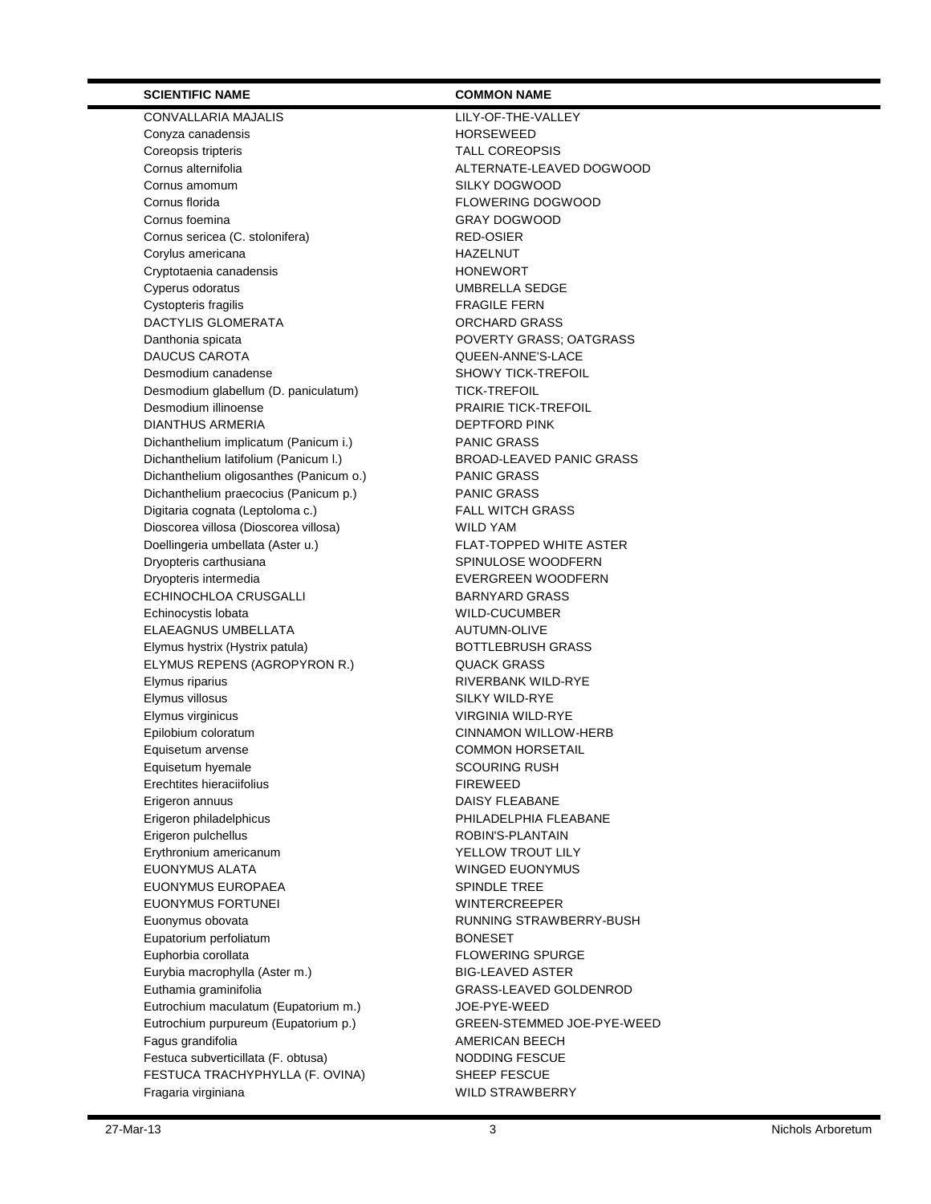| SCIENTIFIC NAME | COMMON NAME |
| --- | --- |
| CONVALLARIA MAJALIS | LILY-OF-THE-VALLEY |
| Conyza canadensis | HORSEWEED |
| Coreopsis tripteris | TALL COREOPSIS |
| Cornus alternifolia | ALTERNATE-LEAVED DOGWOOD |
| Cornus amomum | SILKY DOGWOOD |
| Cornus florida | FLOWERING DOGWOOD |
| Cornus foemina | GRAY DOGWOOD |
| Cornus sericea (C. stolonifera) | RED-OSIER |
| Corylus americana | HAZELNUT |
| Cryptotaenia canadensis | HONEWORT |
| Cyperus odoratus | UMBRELLA SEDGE |
| Cystopteris fragilis | FRAGILE FERN |
| DACTYLIS GLOMERATA | ORCHARD GRASS |
| Danthonia spicata | POVERTY GRASS; OATGRASS |
| DAUCUS CAROTA | QUEEN-ANNE'S-LACE |
| Desmodium canadense | SHOWY TICK-TREFOIL |
| Desmodium glabellum (D. paniculatum) | TICK-TREFOIL |
| Desmodium illinoense | PRAIRIE TICK-TREFOIL |
| DIANTHUS ARMERIA | DEPTFORD PINK |
| Dichanthelium implicatum (Panicum i.) | PANIC GRASS |
| Dichanthelium latifolium (Panicum l.) | BROAD-LEAVED PANIC GRASS |
| Dichanthelium oligosanthes (Panicum o.) | PANIC GRASS |
| Dichanthelium praecocius (Panicum p.) | PANIC GRASS |
| Digitaria cognata (Leptoloma c.) | FALL WITCH GRASS |
| Dioscorea villosa (Dioscorea villosa) | WILD YAM |
| Doellingeria umbellata (Aster u.) | FLAT-TOPPED WHITE ASTER |
| Dryopteris carthusiana | SPINULOSE WOODFERN |
| Dryopteris intermedia | EVERGREEN WOODFERN |
| ECHINOCHLOA CRUSGALLI | BARNYARD GRASS |
| Echinocystis lobata | WILD-CUCUMBER |
| ELAEAGNUS UMBELLATA | AUTUMN-OLIVE |
| Elymus hystrix (Hystrix patula) | BOTTLEBRUSH GRASS |
| ELYMUS REPENS (AGROPYRON R.) | QUACK GRASS |
| Elymus riparius | RIVERBANK WILD-RYE |
| Elymus villosus | SILKY WILD-RYE |
| Elymus virginicus | VIRGINIA WILD-RYE |
| Epilobium coloratum | CINNAMON WILLOW-HERB |
| Equisetum arvense | COMMON HORSETAIL |
| Equisetum hyemale | SCOURING RUSH |
| Erechtites hieraciifolius | FIREWEED |
| Erigeron annuus | DAISY FLEABANE |
| Erigeron philadelphicus | PHILADELPHIA FLEABANE |
| Erigeron pulchellus | ROBIN'S-PLANTAIN |
| Erythronium americanum | YELLOW TROUT LILY |
| EUONYMUS ALATA | WINGED EUONYMUS |
| EUONYMUS EUROPAEA | SPINDLE TREE |
| EUONYMUS FORTUNEI | WINTERCREEPER |
| Euonymus obovata | RUNNING STRAWBERRY-BUSH |
| Eupatorium perfoliatum | BONESET |
| Euphorbia corollata | FLOWERING SPURGE |
| Eurybia macrophylla (Aster m.) | BIG-LEAVED ASTER |
| Euthamia graminifolia | GRASS-LEAVED GOLDENROD |
| Eutrochium maculatum (Eupatorium m.) | JOE-PYE-WEED |
| Eutrochium purpureum (Eupatorium p.) | GREEN-STEMMED JOE-PYE-WEED |
| Fagus grandifolia | AMERICAN BEECH |
| Festuca subverticillata (F. obtusa) | NODDING FESCUE |
| FESTUCA TRACHYPHYLLA (F. OVINA) | SHEEP FESCUE |
| Fragaria virginiana | WILD STRAWBERRY |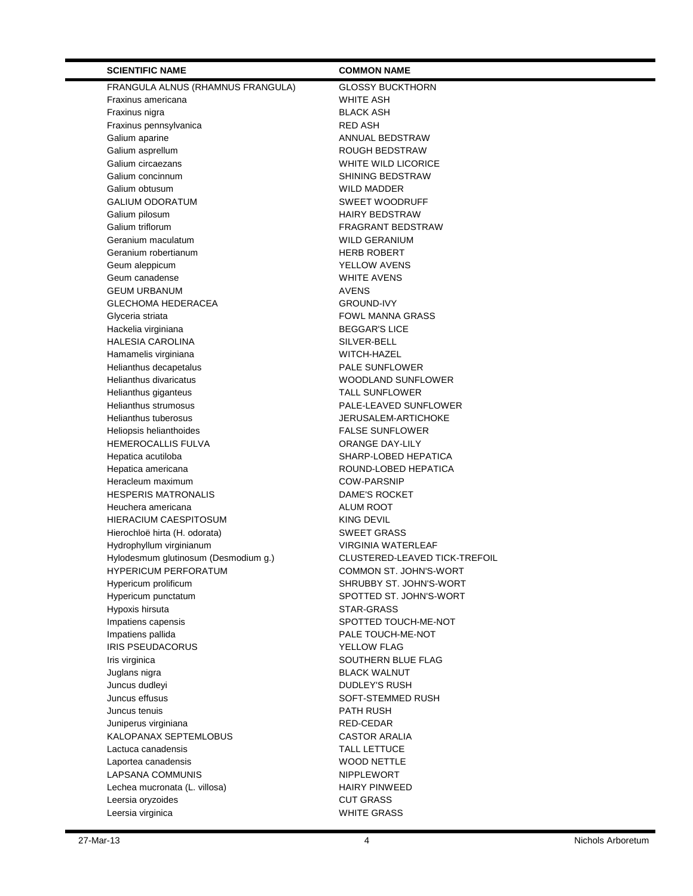| SCIENTIFIC NAME | COMMON NAME |
|---|---|
| FRANGULA ALNUS (RHAMNUS FRANGULA) | GLOSSY BUCKTHORN |
| Fraxinus americana | WHITE ASH |
| Fraxinus nigra | BLACK ASH |
| Fraxinus pennsylvanica | RED ASH |
| Galium aparine | ANNUAL BEDSTRAW |
| Galium asprellum | ROUGH BEDSTRAW |
| Galium circaezans | WHITE WILD LICORICE |
| Galium concinnum | SHINING BEDSTRAW |
| Galium obtusum | WILD MADDER |
| GALIUM ODORATUM | SWEET WOODRUFF |
| Galium pilosum | HAIRY BEDSTRAW |
| Galium triflorum | FRAGRANT BEDSTRAW |
| Geranium maculatum | WILD GERANIUM |
| Geranium robertianum | HERB ROBERT |
| Geum aleppicum | YELLOW AVENS |
| Geum canadense | WHITE AVENS |
| GEUM URBANUM | AVENS |
| GLECHOMA HEDERACEA | GROUND-IVY |
| Glyceria striata | FOWL MANNA GRASS |
| Hackelia virginiana | BEGGAR'S LICE |
| HALESIA CAROLINA | SILVER-BELL |
| Hamamelis virginiana | WITCH-HAZEL |
| Helianthus decapetalus | PALE SUNFLOWER |
| Helianthus divaricatus | WOODLAND SUNFLOWER |
| Helianthus giganteus | TALL SUNFLOWER |
| Helianthus strumosus | PALE-LEAVED SUNFLOWER |
| Helianthus tuberosus | JERUSALEM-ARTICHOKE |
| Heliopsis helianthoides | FALSE SUNFLOWER |
| HEMEROCALLIS FULVA | ORANGE DAY-LILY |
| Hepatica acutiloba | SHARP-LOBED HEPATICA |
| Hepatica americana | ROUND-LOBED HEPATICA |
| Heracleum maximum | COW-PARSNIP |
| HESPERIS MATRONALIS | DAME'S ROCKET |
| Heuchera americana | ALUM ROOT |
| HIERACIUM CAESPITOSUM | KING DEVIL |
| Hierochloë hirta (H. odorata) | SWEET GRASS |
| Hydrophyllum virginianum | VIRGINIA WATERLEAF |
| Hylodesmum glutinosum (Desmodium g.) | CLUSTERED-LEAVED TICK-TREFOIL |
| HYPERICUM PERFORATUM | COMMON ST. JOHN'S-WORT |
| Hypericum prolificum | SHRUBBY ST. JOHN'S-WORT |
| Hypericum punctatum | SPOTTED ST. JOHN'S-WORT |
| Hypoxis hirsuta | STAR-GRASS |
| Impatiens capensis | SPOTTED TOUCH-ME-NOT |
| Impatiens pallida | PALE TOUCH-ME-NOT |
| IRIS PSEUDACORUS | YELLOW FLAG |
| Iris virginica | SOUTHERN BLUE FLAG |
| Juglans nigra | BLACK WALNUT |
| Juncus dudleyi | DUDLEY'S RUSH |
| Juncus effusus | SOFT-STEMMED RUSH |
| Juncus tenuis | PATH RUSH |
| Juniperus virginiana | RED-CEDAR |
| KALOPANAX SEPTEMLOBUS | CASTOR ARALIA |
| Lactuca canadensis | TALL LETTUCE |
| Laportea canadensis | WOOD NETTLE |
| LAPSANA COMMUNIS | NIPPLEWORT |
| Lechea mucronata (L. villosa) | HAIRY PINWEED |
| Leersia oryzoides | CUT GRASS |
| Leersia virginica | WHITE GRASS |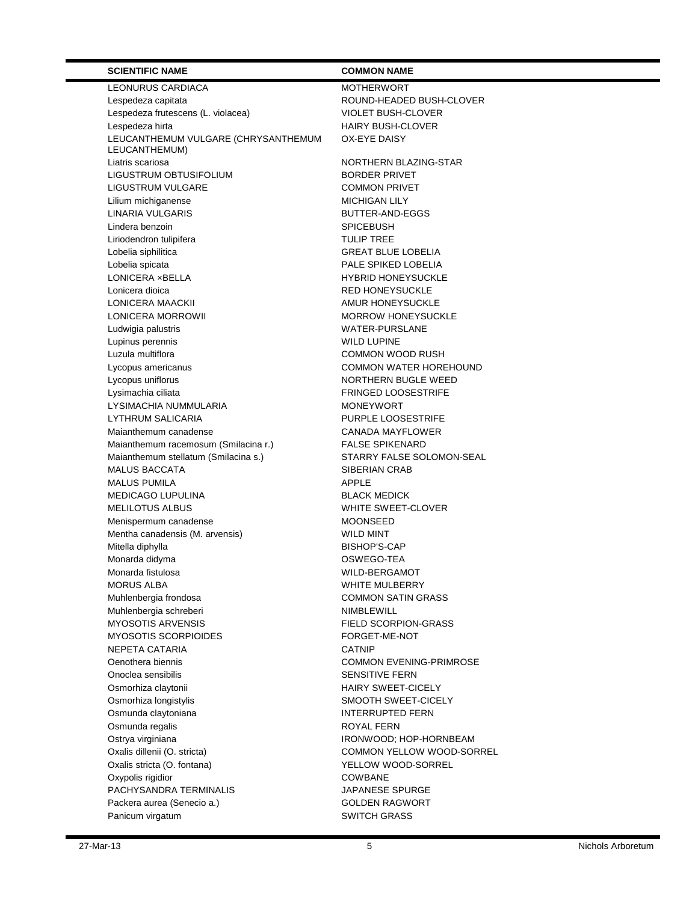| SCIENTIFIC NAME | COMMON NAME |
|---|---|
| LEONURUS CARDIACA | MOTHERWORT |
| Lespedeza capitata | ROUND-HEADED BUSH-CLOVER |
| Lespedeza frutescens (L. violacea) | VIOLET BUSH-CLOVER |
| Lespedeza hirta | HAIRY BUSH-CLOVER |
| LEUCANTHEMUM VULGARE (CHRYSANTHEMUM LEUCANTHEMUM) | OX-EYE DAISY |
| Liatris scariosa | NORTHERN BLAZING-STAR |
| LIGUSTRUM OBTUSIFOLIUM | BORDER PRIVET |
| LIGUSTRUM VULGARE | COMMON PRIVET |
| Lilium michiganense | MICHIGAN LILY |
| LINARIA VULGARIS | BUTTER-AND-EGGS |
| Lindera benzoin | SPICEBUSH |
| Liriodendron tulipifera | TULIP TREE |
| Lobelia siphilitica | GREAT BLUE LOBELIA |
| Lobelia spicata | PALE SPIKED LOBELIA |
| LONICERA ×BELLA | HYBRID HONEYSUCKLE |
| Lonicera dioica | RED HONEYSUCKLE |
| LONICERA MAACKII | AMUR HONEYSUCKLE |
| LONICERA MORROWII | MORROW HONEYSUCKLE |
| Ludwigia palustris | WATER-PURSLANE |
| Lupinus perennis | WILD LUPINE |
| Luzula multiflora | COMMON WOOD RUSH |
| Lycopus americanus | COMMON WATER HOREHOUND |
| Lycopus uniflorus | NORTHERN BUGLE WEED |
| Lysimachia ciliata | FRINGED LOOSESTRIFE |
| LYSIMACHIA NUMMULARIA | MONEYWORT |
| LYTHRUM SALICARIA | PURPLE LOOSESTRIFE |
| Maianthemum canadense | CANADA MAYFLOWER |
| Maianthemum racemosum (Smilacina r.) | FALSE SPIKENARD |
| Maianthemum stellatum (Smilacina s.) | STARRY FALSE SOLOMON-SEAL |
| MALUS BACCATA | SIBERIAN CRAB |
| MALUS PUMILA | APPLE |
| MEDICAGO LUPULINA | BLACK MEDICK |
| MELILOTUS ALBUS | WHITE SWEET-CLOVER |
| Menispermum canadense | MOONSEED |
| Mentha canadensis (M. arvensis) | WILD MINT |
| Mitella diphylla | BISHOP'S-CAP |
| Monarda didyma | OSWEGO-TEA |
| Monarda fistulosa | WILD-BERGAMOT |
| MORUS ALBA | WHITE MULBERRY |
| Muhlenbergia frondosa | COMMON SATIN GRASS |
| Muhlenbergia schreberi | NIMBLEWILL |
| MYOSOTIS ARVENSIS | FIELD SCORPION-GRASS |
| MYOSOTIS SCORPIOIDES | FORGET-ME-NOT |
| NEPETA CATARIA | CATNIP |
| Oenothera biennis | COMMON EVENING-PRIMROSE |
| Onoclea sensibilis | SENSITIVE FERN |
| Osmorhiza claytonii | HAIRY SWEET-CICELY |
| Osmorhiza longistylis | SMOOTH SWEET-CICELY |
| Osmunda claytoniana | INTERRUPTED FERN |
| Osmunda regalis | ROYAL FERN |
| Ostrya virginiana | IRONWOOD; HOP-HORNBEAM |
| Oxalis dillenii (O. stricta) | COMMON YELLOW WOOD-SORREL |
| Oxalis stricta (O. fontana) | YELLOW WOOD-SORREL |
| Oxypolis rigidior | COWBANE |
| PACHYSANDRA TERMINALIS | JAPANESE SPURGE |
| Packera aurea (Senecio a.) | GOLDEN RAGWORT |
| Panicum virgatum | SWITCH GRASS |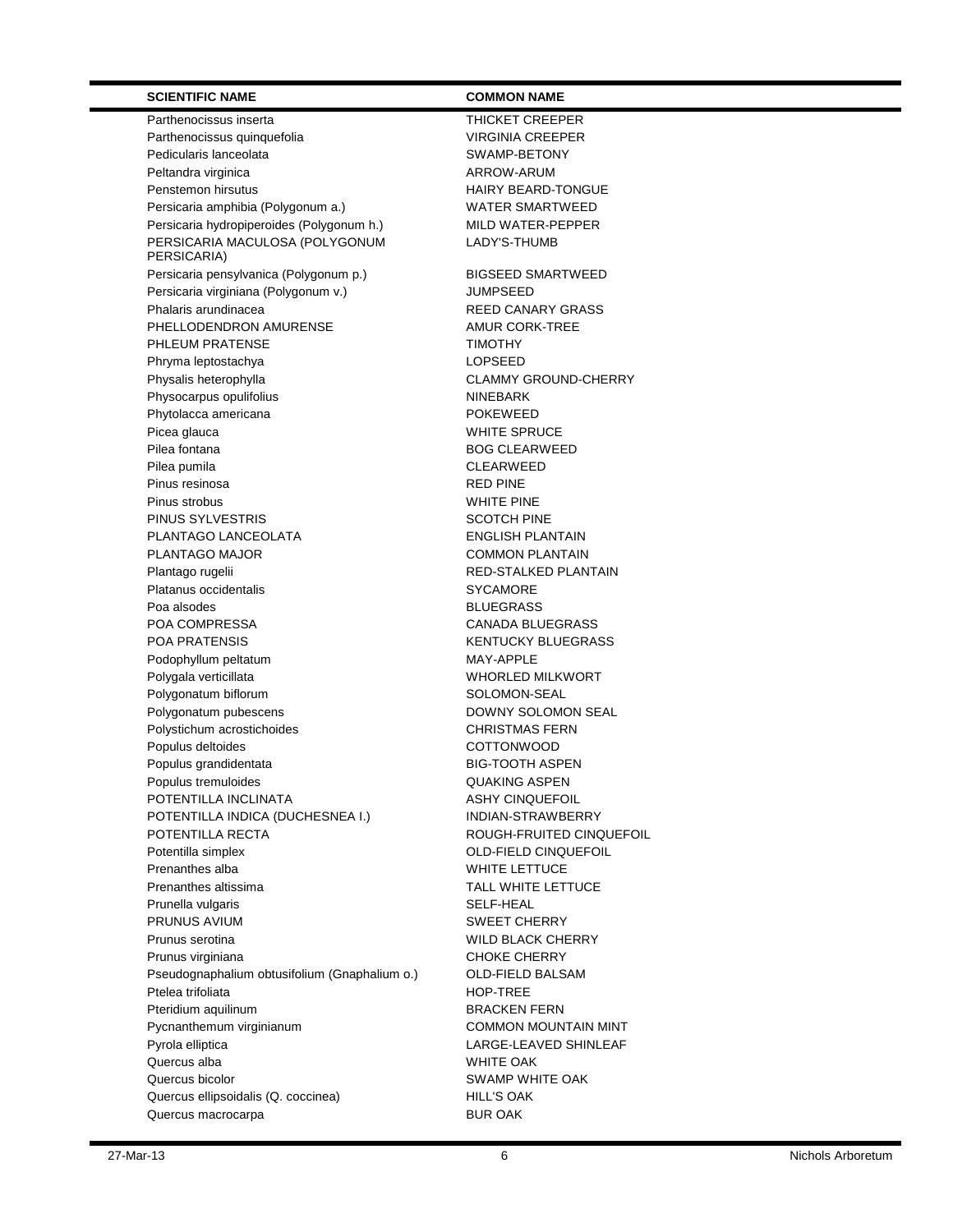| SCIENTIFIC NAME | COMMON NAME |
| --- | --- |
| Parthenocissus inserta | THICKET CREEPER |
| Parthenocissus quinquefolia | VIRGINIA CREEPER |
| Pedicularis lanceolata | SWAMP-BETONY |
| Peltandra virginica | ARROW-ARUM |
| Penstemon hirsutus | HAIRY BEARD-TONGUE |
| Persicaria amphibia (Polygonum a.) | WATER SMARTWEED |
| Persicaria hydropiperoides (Polygonum h.) | MILD WATER-PEPPER |
| PERSICARIA MACULOSA (POLYGONUM PERSICARIA) | LADY'S-THUMB |
| Persicaria pensylvanica (Polygonum p.) | BIGSEED SMARTWEED |
| Persicaria virginiana (Polygonum v.) | JUMPSEED |
| Phalaris arundinacea | REED CANARY GRASS |
| PHELLODENDRON AMURENSE | AMUR CORK-TREE |
| PHLEUM PRATENSE | TIMOTHY |
| Phryma leptostachya | LOPSEED |
| Physalis heterophylla | CLAMMY GROUND-CHERRY |
| Physocarpus opulifolius | NINEBARK |
| Phytolacca americana | POKEWEED |
| Picea glauca | WHITE SPRUCE |
| Pilea fontana | BOG CLEARWEED |
| Pilea pumila | CLEARWEED |
| Pinus resinosa | RED PINE |
| Pinus strobus | WHITE PINE |
| PINUS SYLVESTRIS | SCOTCH PINE |
| PLANTAGO LANCEOLATA | ENGLISH PLANTAIN |
| PLANTAGO MAJOR | COMMON PLANTAIN |
| Plantago rugelii | RED-STALKED PLANTAIN |
| Platanus occidentalis | SYCAMORE |
| Poa alsodes | BLUEGRASS |
| POA COMPRESSA | CANADA BLUEGRASS |
| POA PRATENSIS | KENTUCKY BLUEGRASS |
| Podophyllum peltatum | MAY-APPLE |
| Polygala verticillata | WHORLED MILKWORT |
| Polygonatum biflorum | SOLOMON-SEAL |
| Polygonatum pubescens | DOWNY SOLOMON SEAL |
| Polystichum acrostichoides | CHRISTMAS FERN |
| Populus deltoides | COTTONWOOD |
| Populus grandidentata | BIG-TOOTH ASPEN |
| Populus tremuloides | QUAKING ASPEN |
| POTENTILLA INCLINATA | ASHY CINQUEFOIL |
| POTENTILLA INDICA (DUCHESNEA I.) | INDIAN-STRAWBERRY |
| POTENTILLA RECTA | ROUGH-FRUITED CINQUEFOIL |
| Potentilla simplex | OLD-FIELD CINQUEFOIL |
| Prenanthes alba | WHITE LETTUCE |
| Prenanthes altissima | TALL WHITE LETTUCE |
| Prunella vulgaris | SELF-HEAL |
| PRUNUS AVIUM | SWEET CHERRY |
| Prunus serotina | WILD BLACK CHERRY |
| Prunus virginiana | CHOKE CHERRY |
| Pseudognaphalium obtusifolium (Gnaphalium o.) | OLD-FIELD BALSAM |
| Ptelea trifoliata | HOP-TREE |
| Pteridium aquilinum | BRACKEN FERN |
| Pycnanthemum virginianum | COMMON MOUNTAIN MINT |
| Pyrola elliptica | LARGE-LEAVED SHINLEAF |
| Quercus alba | WHITE OAK |
| Quercus bicolor | SWAMP WHITE OAK |
| Quercus ellipsoidalis (Q. coccinea) | HILL'S OAK |
| Quercus macrocarpa | BUR OAK |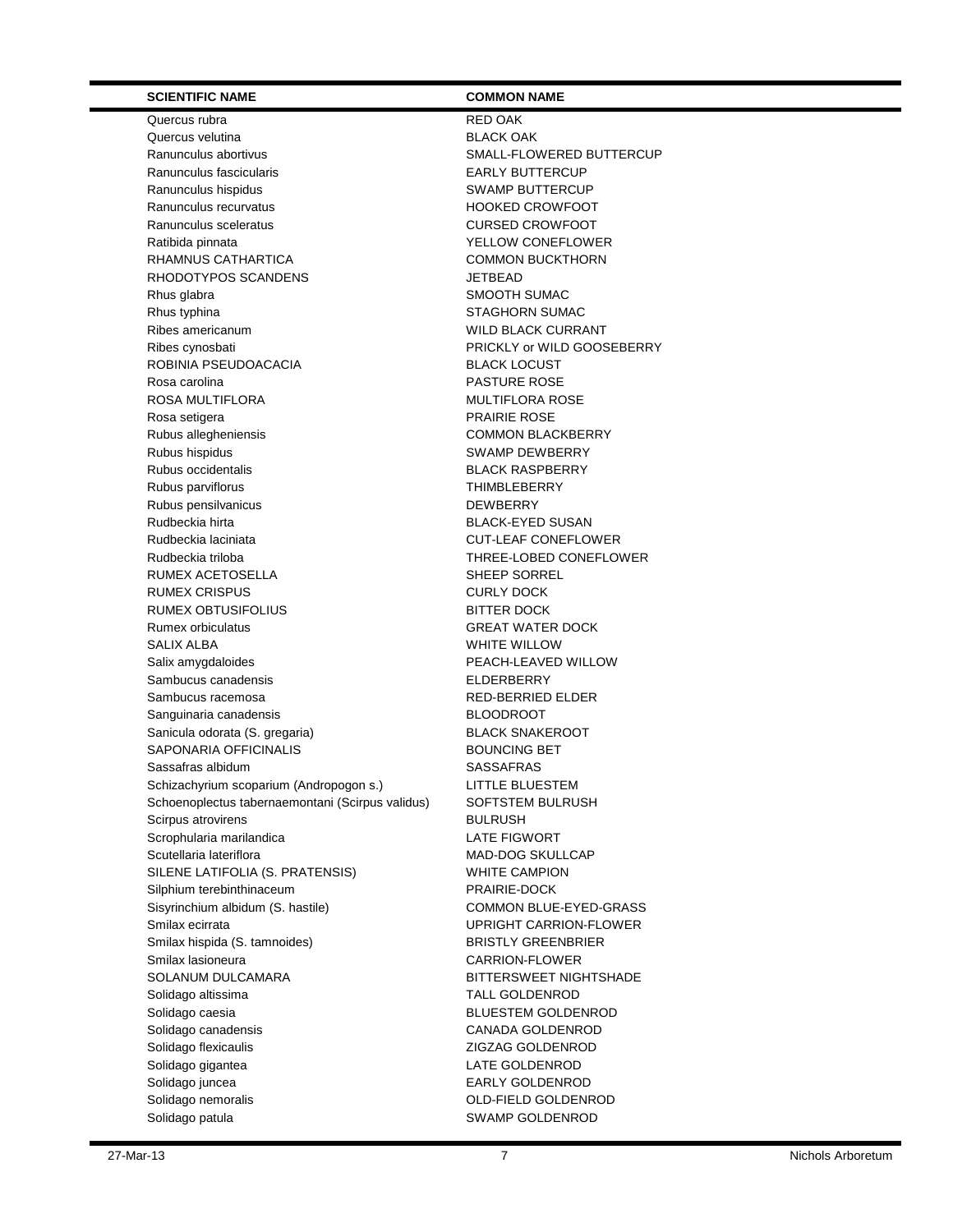| SCIENTIFIC NAME | COMMON NAME |
|---|---|
| Quercus rubra | RED OAK |
| Quercus velutina | BLACK OAK |
| Ranunculus abortivus | SMALL-FLOWERED BUTTERCUP |
| Ranunculus fascicularis | EARLY BUTTERCUP |
| Ranunculus hispidus | SWAMP BUTTERCUP |
| Ranunculus recurvatus | HOOKED CROWFOOT |
| Ranunculus sceleratus | CURSED CROWFOOT |
| Ratibida pinnata | YELLOW CONEFLOWER |
| RHAMNUS CATHARTICA | COMMON BUCKTHORN |
| RHODOTYPOS SCANDENS | JETBEAD |
| Rhus glabra | SMOOTH SUMAC |
| Rhus typhina | STAGHORN SUMAC |
| Ribes americanum | WILD BLACK CURRANT |
| Ribes cynosbati | PRICKLY or WILD GOOSEBERRY |
| ROBINIA PSEUDOACACIA | BLACK LOCUST |
| Rosa carolina | PASTURE ROSE |
| ROSA MULTIFLORA | MULTIFLORA ROSE |
| Rosa setigera | PRAIRIE ROSE |
| Rubus allegheniensis | COMMON BLACKBERRY |
| Rubus hispidus | SWAMP DEWBERRY |
| Rubus occidentalis | BLACK RASPBERRY |
| Rubus parviflorus | THIMBLEBERRY |
| Rubus pensilvanicus | DEWBERRY |
| Rudbeckia hirta | BLACK-EYED SUSAN |
| Rudbeckia laciniata | CUT-LEAF CONEFLOWER |
| Rudbeckia triloba | THREE-LOBED CONEFLOWER |
| RUMEX ACETOSELLA | SHEEP SORREL |
| RUMEX CRISPUS | CURLY DOCK |
| RUMEX OBTUSIFOLIUS | BITTER DOCK |
| Rumex orbiculatus | GREAT WATER DOCK |
| SALIX ALBA | WHITE WILLOW |
| Salix amygdaloides | PEACH-LEAVED WILLOW |
| Sambucus canadensis | ELDERBERRY |
| Sambucus racemosa | RED-BERRIED ELDER |
| Sanguinaria canadensis | BLOODROOT |
| Sanicula odorata (S. gregaria) | BLACK SNAKEROOT |
| SAPONARIA OFFICINALIS | BOUNCING BET |
| Sassafras albidum | SASSAFRAS |
| Schizachyrium scoparium (Andropogon s.) | LITTLE BLUESTEM |
| Schoenoplectus tabernaemontani (Scirpus validus) | SOFTSTEM BULRUSH |
| Scirpus atrovirens | BULRUSH |
| Scrophularia marilandica | LATE FIGWORT |
| Scutellaria lateriflora | MAD-DOG SKULLCAP |
| SILENE LATIFOLIA (S. PRATENSIS) | WHITE CAMPION |
| Silphium terebinthinaceum | PRAIRIE-DOCK |
| Sisyrinchium albidum (S. hastile) | COMMON BLUE-EYED-GRASS |
| Smilax ecirrata | UPRIGHT CARRION-FLOWER |
| Smilax hispida (S. tamnoides) | BRISTLY GREENBRIER |
| Smilax lasioneura | CARRION-FLOWER |
| SOLANUM DULCAMARA | BITTERSWEET NIGHTSHADE |
| Solidago altissima | TALL GOLDENROD |
| Solidago caesia | BLUESTEM GOLDENROD |
| Solidago canadensis | CANADA GOLDENROD |
| Solidago flexicaulis | ZIGZAG GOLDENROD |
| Solidago gigantea | LATE GOLDENROD |
| Solidago juncea | EARLY GOLDENROD |
| Solidago nemoralis | OLD-FIELD GOLDENROD |
| Solidago patula | SWAMP GOLDENROD |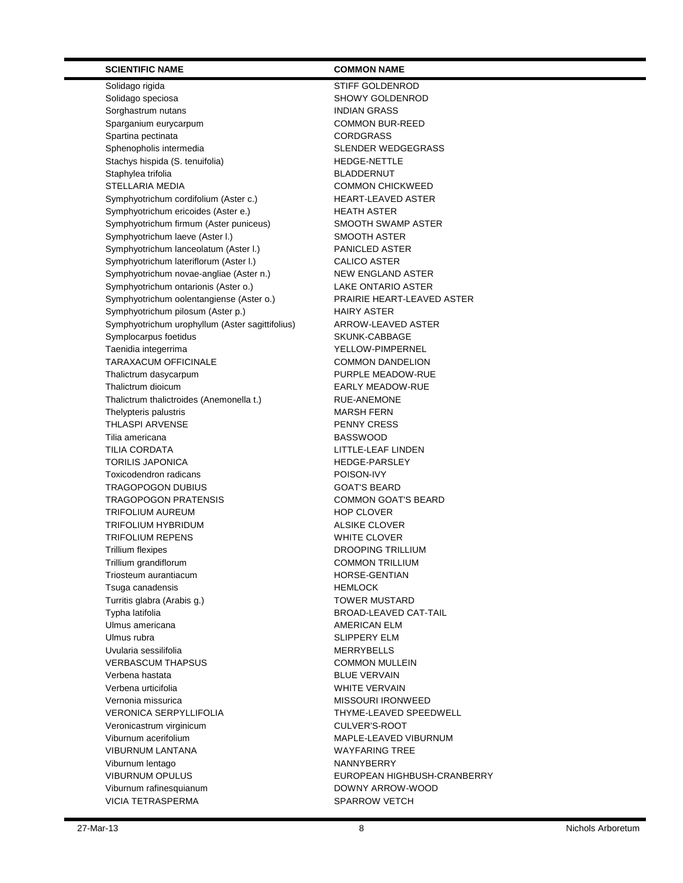| SCIENTIFIC NAME | COMMON NAME |
|---|---|
| Solidago rigida | STIFF GOLDENROD |
| Solidago speciosa | SHOWY GOLDENROD |
| Sorghastrum nutans | INDIAN GRASS |
| Sparganium eurycarpum | COMMON BUR-REED |
| Spartina pectinata | CORDGRASS |
| Sphenopholis intermedia | SLENDER WEDGEGRASS |
| Stachys hispida (S. tenuifolia) | HEDGE-NETTLE |
| Staphylea trifolia | BLADDERNUT |
| STELLARIA MEDIA | COMMON CHICKWEED |
| Symphyotrichum cordifolium (Aster c.) | HEART-LEAVED ASTER |
| Symphyotrichum ericoides (Aster e.) | HEATH ASTER |
| Symphyotrichum firmum (Aster puniceus) | SMOOTH SWAMP ASTER |
| Symphyotrichum laeve (Aster l.) | SMOOTH ASTER |
| Symphyotrichum lanceolatum (Aster l.) | PANICLED ASTER |
| Symphyotrichum lateriflorum (Aster l.) | CALICO ASTER |
| Symphyotrichum novae-angliae (Aster n.) | NEW ENGLAND ASTER |
| Symphyotrichum ontarionis (Aster o.) | LAKE ONTARIO ASTER |
| Symphyotrichum oolentangiense (Aster o.) | PRAIRIE HEART-LEAVED ASTER |
| Symphyotrichum pilosum (Aster p.) | HAIRY ASTER |
| Symphyotrichum urophyllum (Aster sagittifolius) | ARROW-LEAVED ASTER |
| Symplocarpus foetidus | SKUNK-CABBAGE |
| Taenidia integerrima | YELLOW-PIMPERNEL |
| TARAXACUM OFFICINALE | COMMON DANDELION |
| Thalictrum dasycarpum | PURPLE MEADOW-RUE |
| Thalictrum dioicum | EARLY MEADOW-RUE |
| Thalictrum thalictroides (Anemonella t.) | RUE-ANEMONE |
| Thelypteris palustris | MARSH FERN |
| THLASPI ARVENSE | PENNY CRESS |
| Tilia americana | BASSWOOD |
| TILIA CORDATA | LITTLE-LEAF LINDEN |
| TORILIS JAPONICA | HEDGE-PARSLEY |
| Toxicodendron radicans | POISON-IVY |
| TRAGOPOGON DUBIUS | GOAT'S BEARD |
| TRAGOPOGON PRATENSIS | COMMON GOAT'S BEARD |
| TRIFOLIUM AUREUM | HOP CLOVER |
| TRIFOLIUM HYBRIDUM | ALSIKE CLOVER |
| TRIFOLIUM REPENS | WHITE CLOVER |
| Trillium flexipes | DROOPING TRILLIUM |
| Trillium grandiflorum | COMMON TRILLIUM |
| Triosteum aurantiacum | HORSE-GENTIAN |
| Tsuga canadensis | HEMLOCK |
| Turritis glabra (Arabis g.) | TOWER MUSTARD |
| Typha latifolia | BROAD-LEAVED CAT-TAIL |
| Ulmus americana | AMERICAN ELM |
| Ulmus rubra | SLIPPERY ELM |
| Uvularia sessilifolia | MERRYBELLS |
| VERBASCUM THAPSUS | COMMON MULLEIN |
| Verbena hastata | BLUE VERVAIN |
| Verbena urticifolia | WHITE VERVAIN |
| Vernonia missurica | MISSOURI IRONWEED |
| VERONICA SERPYLLIFOLIA | THYME-LEAVED SPEEDWELL |
| Veronicastrum virginicum | CULVER'S-ROOT |
| Viburnum acerifolium | MAPLE-LEAVED VIBURNUM |
| VIBURNUM LANTANA | WAYFARING TREE |
| Viburnum lentago | NANNYBERRY |
| VIBURNUM OPULUS | EUROPEAN HIGHBUSH-CRANBERRY |
| Viburnum rafinesquianum | DOWNY ARROW-WOOD |
| VICIA TETRASPERMA | SPARROW VETCH |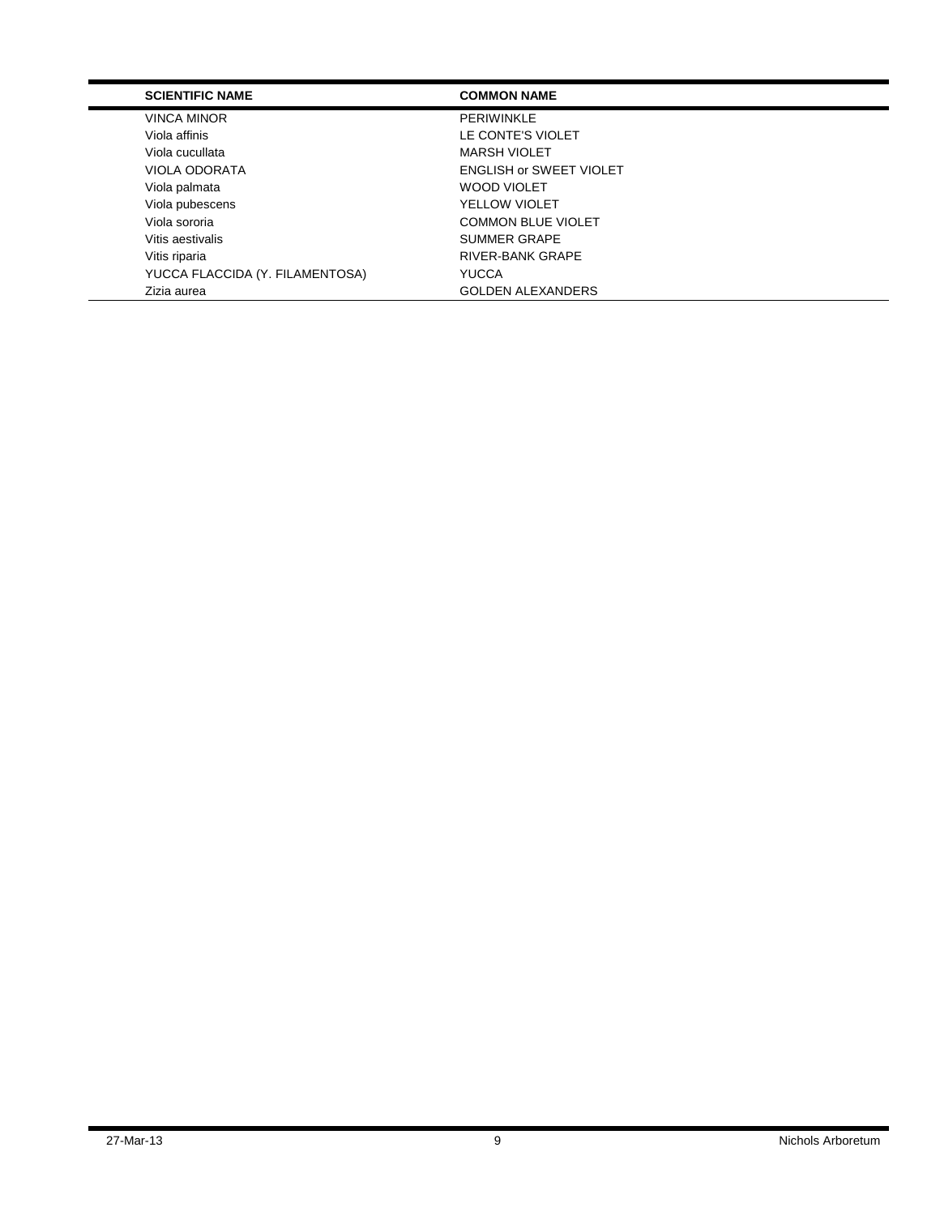| SCIENTIFIC NAME | COMMON NAME |
|---|---|
| VINCA MINOR | PERIWINKLE |
| Viola affinis | LE CONTE'S VIOLET |
| Viola cucullata | MARSH VIOLET |
| VIOLA ODORATA | ENGLISH or SWEET VIOLET |
| Viola palmata | WOOD VIOLET |
| Viola pubescens | YELLOW VIOLET |
| Viola sororia | COMMON BLUE VIOLET |
| Vitis aestivalis | SUMMER GRAPE |
| Vitis riparia | RIVER-BANK GRAPE |
| YUCCA FLACCIDA (Y. FILAMENTOSA) | YUCCA |
| Zizia aurea | GOLDEN ALEXANDERS |